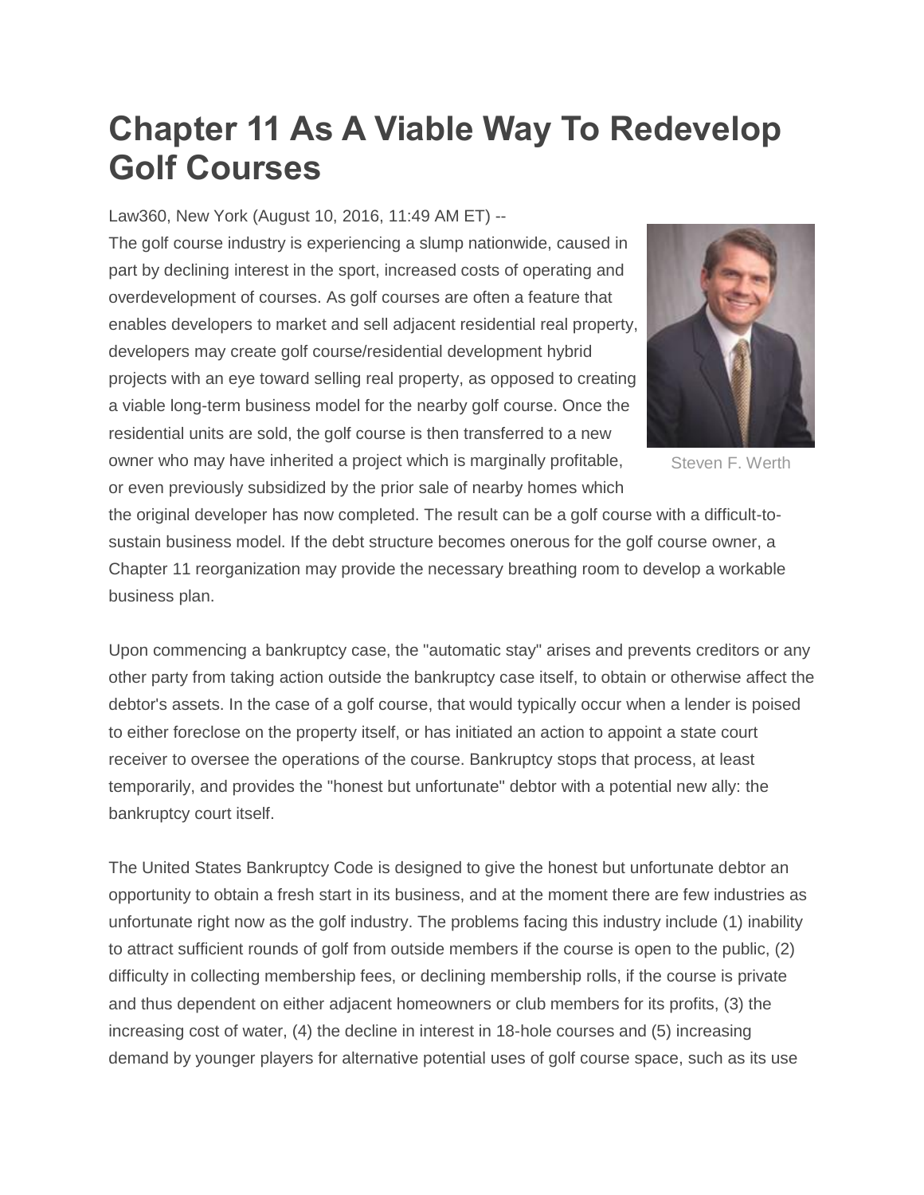# Chapter 11 As A Viable Way To Redevelop Golf Courses

Law360, New York (August 10, 2016, 11:49 AM ET) --

Steven F. Werth

The golf course industry is experiencing a slump nationwide, caused in part by declining interest in the sport, increased costs of operating and overdevelopment of courses. As golf courses are often a feature that enables developers to market and sell adjacent residential real property, developers may create golf course/residential development hybrid projects with an eye toward selling real property, as opposed to creating a viable long-term business model for the nearby golf course. Once the residential units are sold, the golf course is then transferred to a new owner who may have inherited a project which is marginally profitable, or even previously subsidized by the prior sale of nearby homes which the original developer has now completed. The result can be a golf course with a difficult-to-sustain business model. If the debt structure becomes onerous for the golf course owner, a Chapter 11 reorganization may provide the necessary breathing room to develop a workable business plan.

Upon commencing a bankruptcy case, the "automatic stay" arises and prevents creditors or any other party from taking action outside the bankruptcy case itself, to obtain or otherwise affect the debtor's assets. In the case of a golf course, that would typically occur when a lender is poised to either foreclose on the property itself, or has initiated an action to appoint a state court receiver to oversee the operations of the course. Bankruptcy stops that process, at least temporarily, and provides the "honest but unfortunate" debtor with a potential new ally: the bankruptcy court itself.

The United States Bankruptcy Code is designed to give the honest but unfortunate debtor an opportunity to obtain a fresh start in its business, and at the moment there are few industries as unfortunate right now as the golf industry. The problems facing this industry include (1) inability to attract sufficient rounds of golf from outside members if the course is open to the public, (2) difficulty in collecting membership fees, or declining membership rolls, if the course is private and thus dependent on either adjacent homeowners or club members for its profits, (3) the increasing cost of water, (4) the decline in interest in 18-hole courses and (5) increasing demand by younger players for alternative potential uses of golf course space, such as its use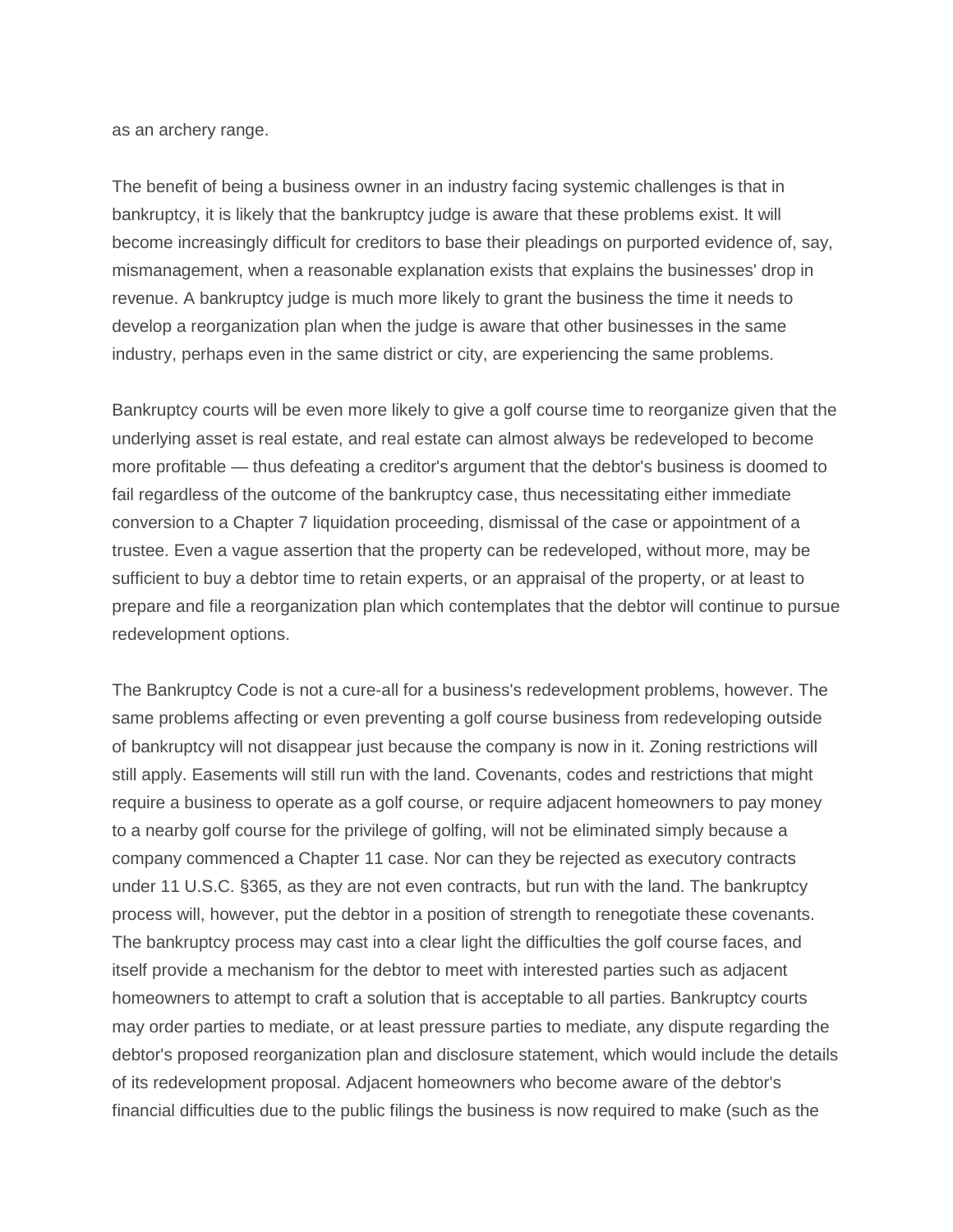as an archery range.

The benefit of being a business owner in an industry facing systemic challenges is that in bankruptcy, it is likely that the bankruptcy judge is aware that these problems exist. It will become increasingly difficult for creditors to base their pleadings on purported evidence of, say, mismanagement, when a reasonable explanation exists that explains the businesses' drop in revenue. A bankruptcy judge is much more likely to grant the business the time it needs to develop a reorganization plan when the judge is aware that other businesses in the same industry, perhaps even in the same district or city, are experiencing the same problems.

Bankruptcy courts will be even more likely to give a golf course time to reorganize given that the underlying asset is real estate, and real estate can almost always be redeveloped to become more profitable — thus defeating a creditor's argument that the debtor's business is doomed to fail regardless of the outcome of the bankruptcy case, thus necessitating either immediate conversion to a Chapter 7 liquidation proceeding, dismissal of the case or appointment of a trustee. Even a vague assertion that the property can be redeveloped, without more, may be sufficient to buy a debtor time to retain experts, or an appraisal of the property, or at least to prepare and file a reorganization plan which contemplates that the debtor will continue to pursue redevelopment options.

The Bankruptcy Code is not a cure-all for a business's redevelopment problems, however. The same problems affecting or even preventing a golf course business from redeveloping outside of bankruptcy will not disappear just because the company is now in it. Zoning restrictions will still apply. Easements will still run with the land. Covenants, codes and restrictions that might require a business to operate as a golf course, or require adjacent homeowners to pay money to a nearby golf course for the privilege of golfing, will not be eliminated simply because a company commenced a Chapter 11 case. Nor can they be rejected as executory contracts under 11 U.S.C. §365, as they are not even contracts, but run with the land. The bankruptcy process will, however, put the debtor in a position of strength to renegotiate these covenants. The bankruptcy process may cast into a clear light the difficulties the golf course faces, and itself provide a mechanism for the debtor to meet with interested parties such as adjacent homeowners to attempt to craft a solution that is acceptable to all parties. Bankruptcy courts may order parties to mediate, or at least pressure parties to mediate, any dispute regarding the debtor's proposed reorganization plan and disclosure statement, which would include the details of its redevelopment proposal. Adjacent homeowners who become aware of the debtor's financial difficulties due to the public filings the business is now required to make (such as the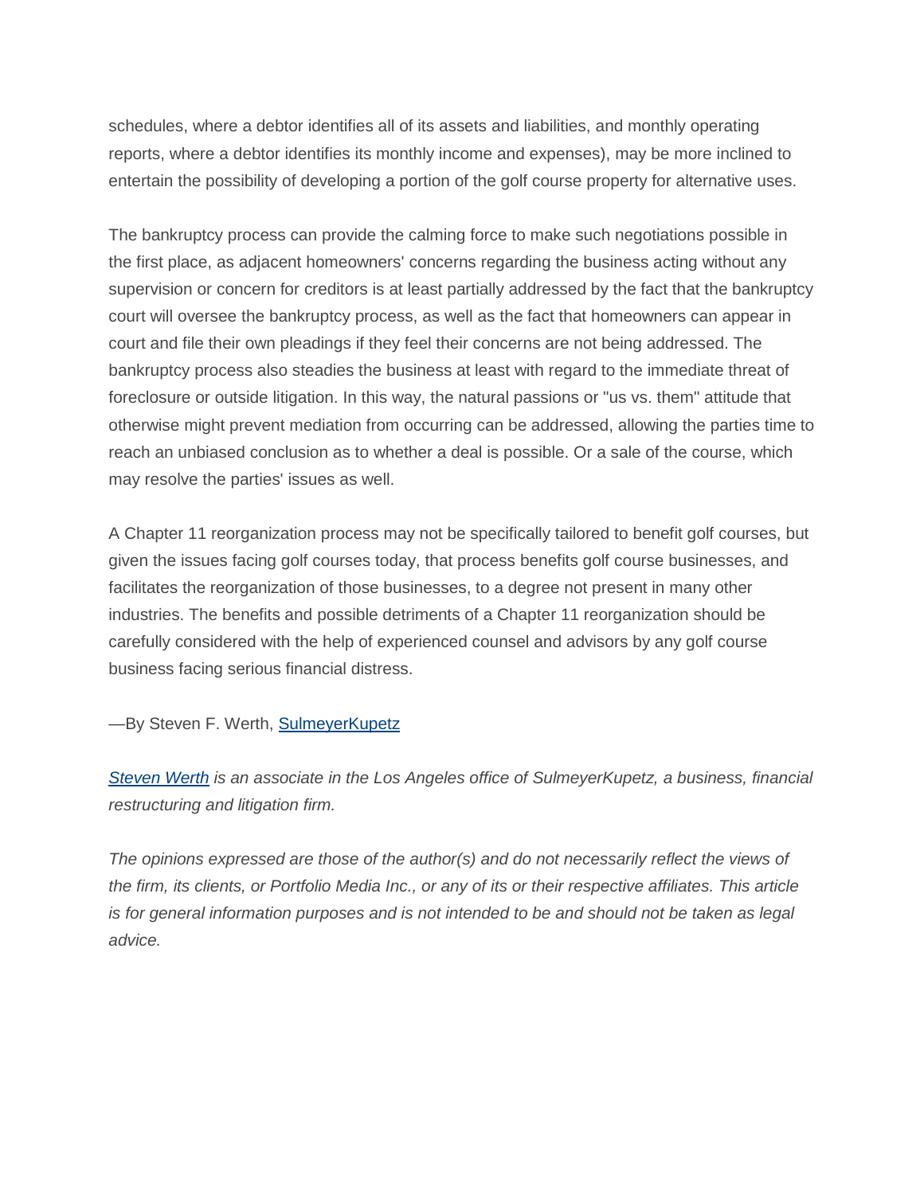schedules, where a debtor identifies all of its assets and liabilities, and monthly operating reports, where a debtor identifies its monthly income and expenses), may be more inclined to entertain the possibility of developing a portion of the golf course property for alternative uses.

The bankruptcy process can provide the calming force to make such negotiations possible in the first place, as adjacent homeowners' concerns regarding the business acting without any supervision or concern for creditors is at least partially addressed by the fact that the bankruptcy court will oversee the bankruptcy process, as well as the fact that homeowners can appear in court and file their own pleadings if they feel their concerns are not being addressed. The bankruptcy process also steadies the business at least with regard to the immediate threat of foreclosure or outside litigation. In this way, the natural passions or "us vs. them" attitude that otherwise might prevent mediation from occurring can be addressed, allowing the parties time to reach an unbiased conclusion as to whether a deal is possible. Or a sale of the course, which may resolve the parties' issues as well.

A Chapter 11 reorganization process may not be specifically tailored to benefit golf courses, but given the issues facing golf courses today, that process benefits golf course businesses, and facilitates the reorganization of those businesses, to a degree not present in many other industries. The benefits and possible detriments of a Chapter 11 reorganization should be carefully considered with the help of experienced counsel and advisors by any golf course business facing serious financial distress.

—By Steven F. Werth, SulmeyerKupetz

*Steven Werth is an associate in the Los Angeles office of SulmeyerKupetz, a business, financial restructuring and litigation firm.*

*The opinions expressed are those of the author(s) and do not necessarily reflect the views of the firm, its clients, or Portfolio Media Inc., or any of its or their respective affiliates. This article is for general information purposes and is not intended to be and should not be taken as legal advice.*